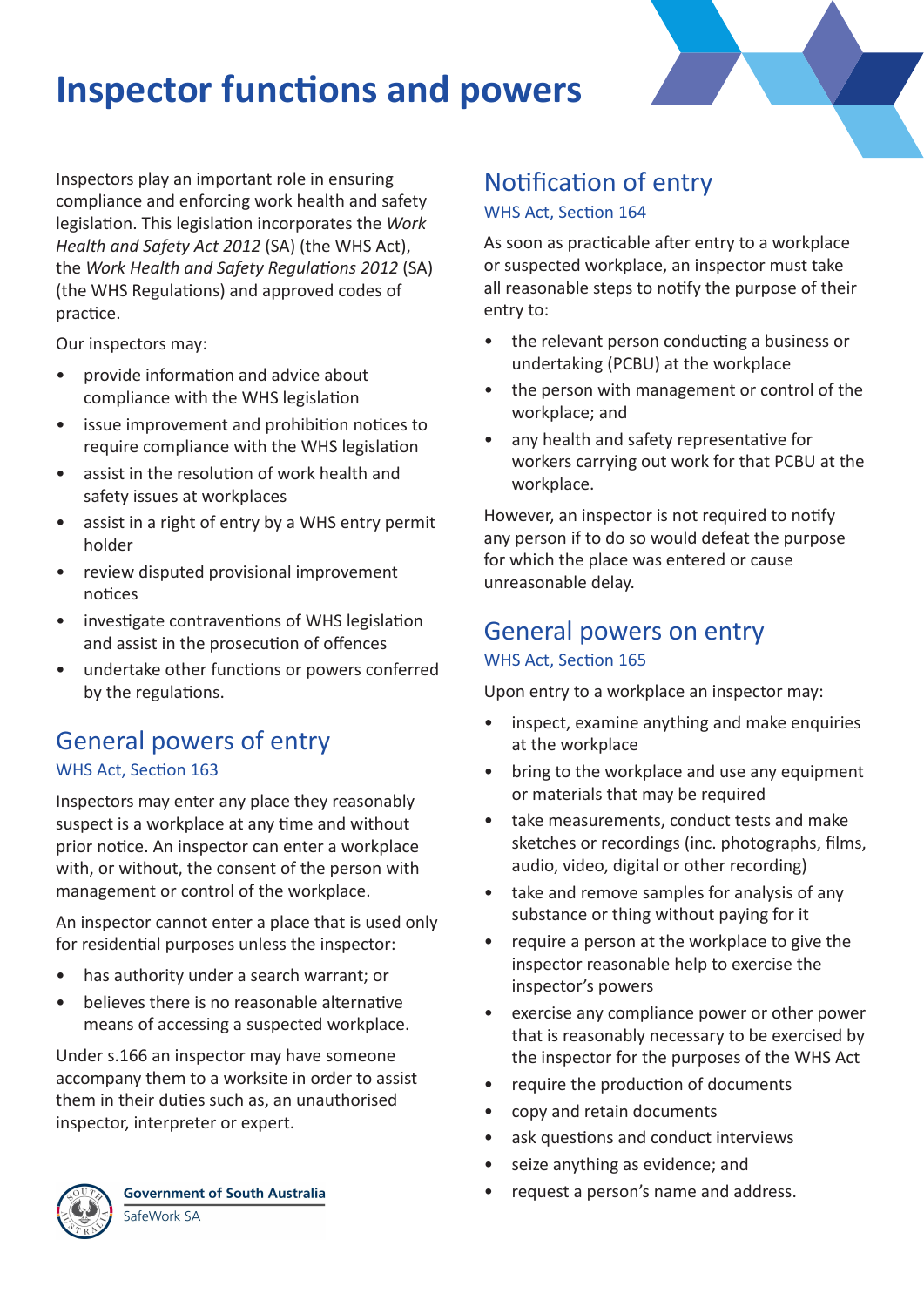# Inspector functions and powers

Inspectors play an important role in ensuring compliance and enforcing work health and safety legislation. This legislation incorporates the *Work Health and Safety Act 2012* (SA) (the WHS Act), the *Work Health and Safety Regulations 2012* (SA) (the WHS Regulations) and approved codes of practice.

Our inspectors may:

- provide information and advice about compliance with the WHS legislation
- issue improvement and prohibition notices to require compliance with the WHS legislation
- assist in the resolution of work health and safety issues at workplaces
- assist in a right of entry by a WHS entry permit holder
- review disputed provisional improvement notices
- investigate contraventions of WHS legislation and assist in the prosecution of offences
- undertake other functions or powers conferred by the regulations.

## General powers of entry

WHS Act, Section 163

Inspectors may enter any place they reasonably suspect is a workplace at any time and without prior notice. An inspector can enter a workplace with, or without, the consent of the person with management or control of the workplace.

An inspector cannot enter a place that is used only for residential purposes unless the inspector:

- has authority under a search warrant; or
- believes there is no reasonable alternative means of accessing a suspected workplace.

Under s.166 an inspector may have someone accompany them to a worksite in order to assist them in their duties such as, an unauthorised inspector, interpreter or expert.

## Notification of entry

WHS Act, Section 164

As soon as practicable after entry to a workplace or suspected workplace, an inspector must take all reasonable steps to notify the purpose of their entry to:

- the relevant person conducting a business or undertaking (PCBU) at the workplace
- the person with management or control of the workplace; and
- any health and safety representative for workers carrying out work for that PCBU at the workplace.

However, an inspector is not required to notify any person if to do so would defeat the purpose for which the place was entered or cause unreasonable delay.

## General powers on entry

WHS Act, Section 165

Upon entry to a workplace an inspector may:

- inspect, examine anything and make enquiries at the workplace
- bring to the workplace and use any equipment or materials that may be required
- take measurements, conduct tests and make sketches or recordings (inc. photographs, films, audio, video, digital or other recording)
- take and remove samples for analysis of any substance or thing without paying for it
- require a person at the workplace to give the inspector reasonable help to exercise the inspector's powers
- exercise any compliance power or other power that is reasonably necessary to be exercised by the inspector for the purposes of the WHS Act
- require the production of documents
- copy and retain documents
- ask questions and conduct interviews
- seize anything as evidence; and
- request a person's name and address.

Government of South Australia
SafeWork SA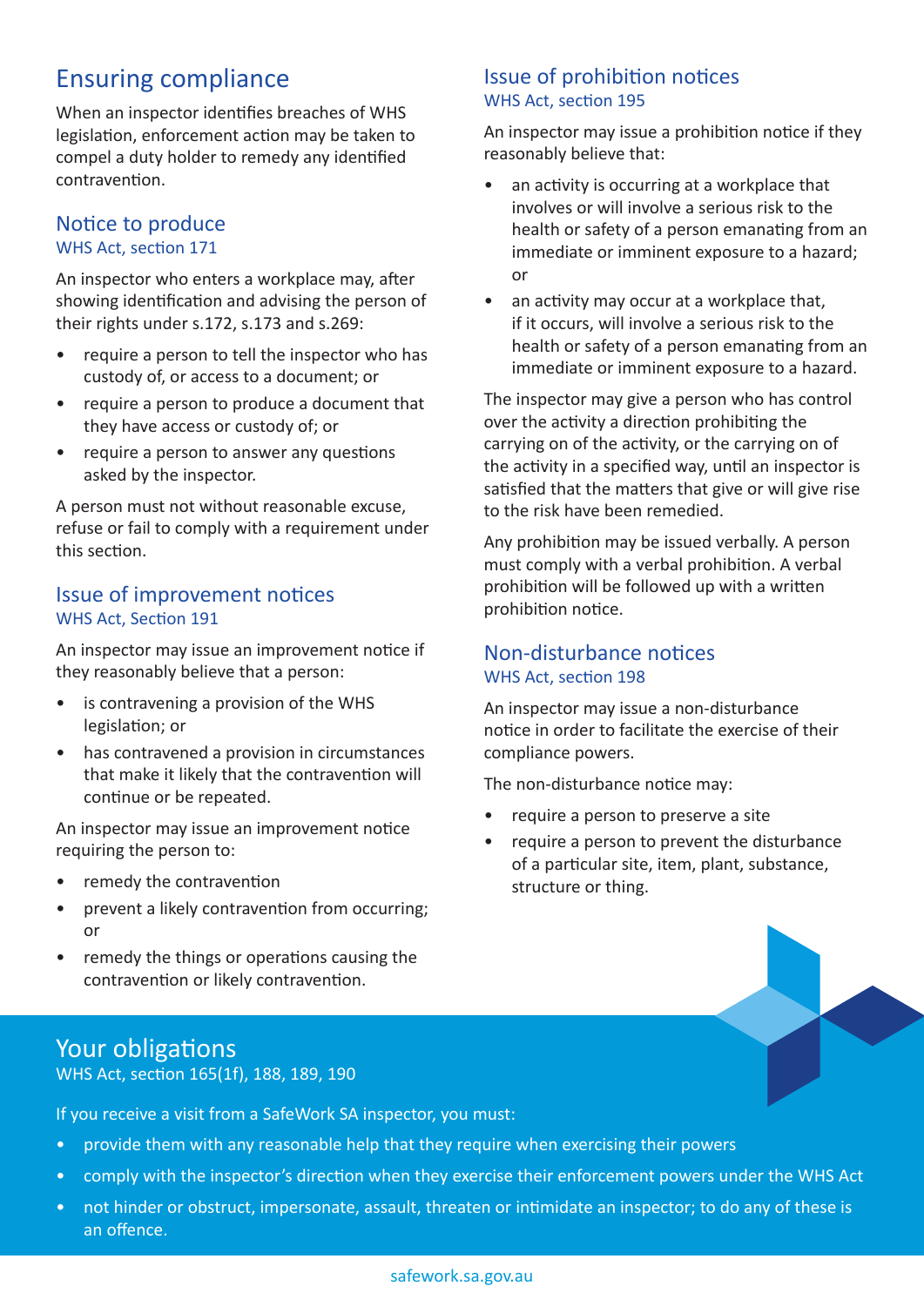## Ensuring compliance

When an inspector identifies breaches of WHS legislation, enforcement action may be taken to compel a duty holder to remedy any identified contravention.

### Notice to produce

WHS Act, section 171

An inspector who enters a workplace may, after showing identification and advising the person of their rights under s.172, s.173 and s.269:

- require a person to tell the inspector who has custody of, or access to a document; or
- require a person to produce a document that they have access or custody of; or
- require a person to answer any questions asked by the inspector.

A person must not without reasonable excuse, refuse or fail to comply with a requirement under this section.

### Issue of improvement notices

WHS Act, Section 191

An inspector may issue an improvement notice if they reasonably believe that a person:

- is contravening a provision of the WHS legislation; or
- has contravened a provision in circumstances that make it likely that the contravention will continue or be repeated.

An inspector may issue an improvement notice requiring the person to:

- remedy the contravention
- prevent a likely contravention from occurring; or
- remedy the things or operations causing the contravention or likely contravention.

### Issue of prohibition notices

WHS Act, section 195

An inspector may issue a prohibition notice if they reasonably believe that:

- an activity is occurring at a workplace that involves or will involve a serious risk to the health or safety of a person emanating from an immediate or imminent exposure to a hazard; or
- an activity may occur at a workplace that, if it occurs, will involve a serious risk to the health or safety of a person emanating from an immediate or imminent exposure to a hazard.

The inspector may give a person who has control over the activity a direction prohibiting the carrying on of the activity, or the carrying on of the activity in a specified way, until an inspector is satisfied that the matters that give or will give rise to the risk have been remedied.

Any prohibition may be issued verbally. A person must comply with a verbal prohibition. A verbal prohibition will be followed up with a written prohibition notice.

### Non-disturbance notices

WHS Act, section 198

An inspector may issue a non-disturbance notice in order to facilitate the exercise of their compliance powers.

The non-disturbance notice may:

- require a person to preserve a site
- require a person to prevent the disturbance of a particular site, item, plant, substance, structure or thing.

## Your obligations

WHS Act, section 165(1f), 188, 189, 190

If you receive a visit from a SafeWork SA inspector, you must:

- provide them with any reasonable help that they require when exercising their powers
- comply with the inspector's direction when they exercise their enforcement powers under the WHS Act
- not hinder or obstruct, impersonate, assault, threaten or intimidate an inspector; to do any of these is an offence.

safework.sa.gov.au